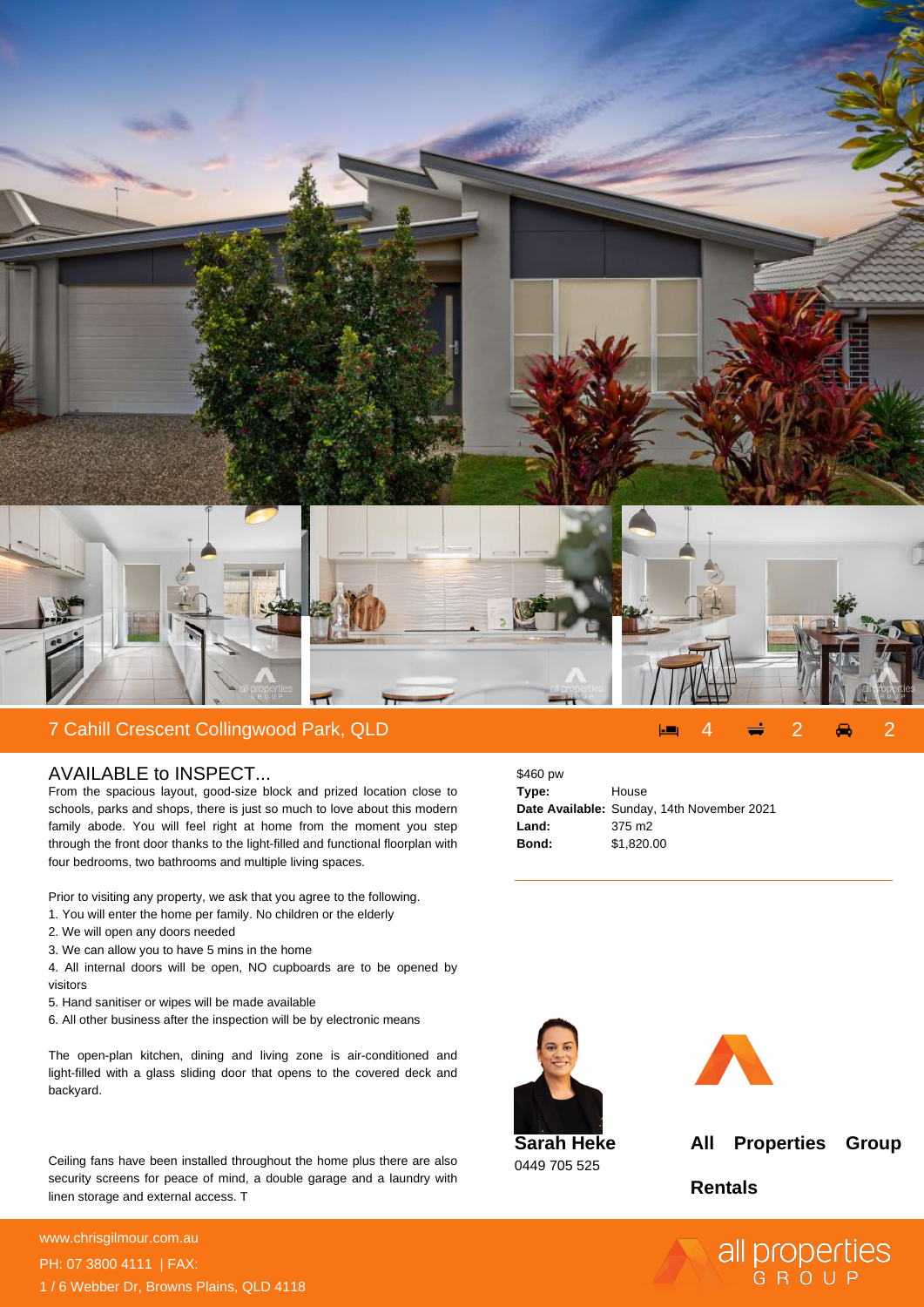## 7 Cahill Crescent Collingwood Park, QLD

4 2 2

### AVAILABLE to INSPECT...

From the spacious layout, good-size block and prized location close to schools, parks and shops, there is just so much to love about this modern family abode. You will feel right at home from the moment you step through the front door thanks to the light-filled and functional floorplan with four bedrooms, two bathrooms and multiple living spaces.

Prior to visiting any property, we ask that you agree to the following.
1. You will enter the home per family. No children or the elderly
2. We will open any doors needed
3. We can allow you to have 5 mins in the home
4. All internal doors will be open, NO cupboards are to be opened by visitors
5. Hand sanitiser or wipes will be made available
6. All other business after the inspection will be by electronic means

The open-plan kitchen, dining and living zone is air-conditioned and light-filled with a glass sliding door that opens to the covered deck and backyard.

Ceiling fans have been installed throughout the home plus there are also security screens for peace of mind, a double garage and a laundry with linen storage and external access. T

$460 pw

**Type:** House
**Date Available:** Sunday, 14th November 2021
**Land:** 375 m2
**Bond:** $1,820.00

**Sarah Heke**
0449 705 525

**All Properties Group Rentals**

www.chrisgilmour.com.au
PH: 07 3800 4111 | FAX:
1 / 6 Webber Dr, Browns Plains, QLD 4118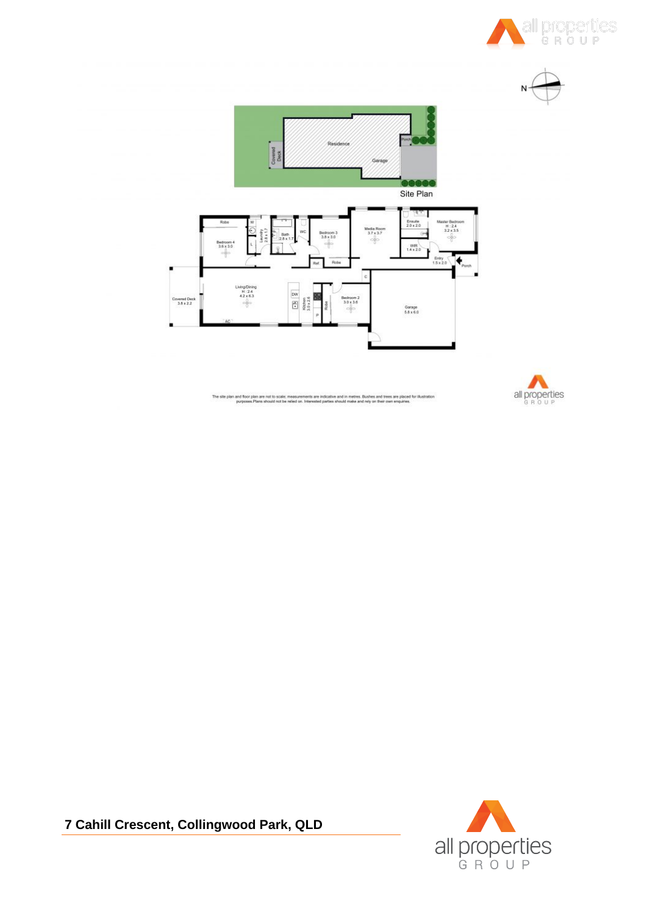Site Plan

The site plan and floor plan are not to scale; measurements are indicative and in metres. Bushes and trees are placed for illustration purposes.Plans should not be relied on. Interested parties should make and rely on their own enquiries.

**7 Cahill Crescent, Collingwood Park, QLD**